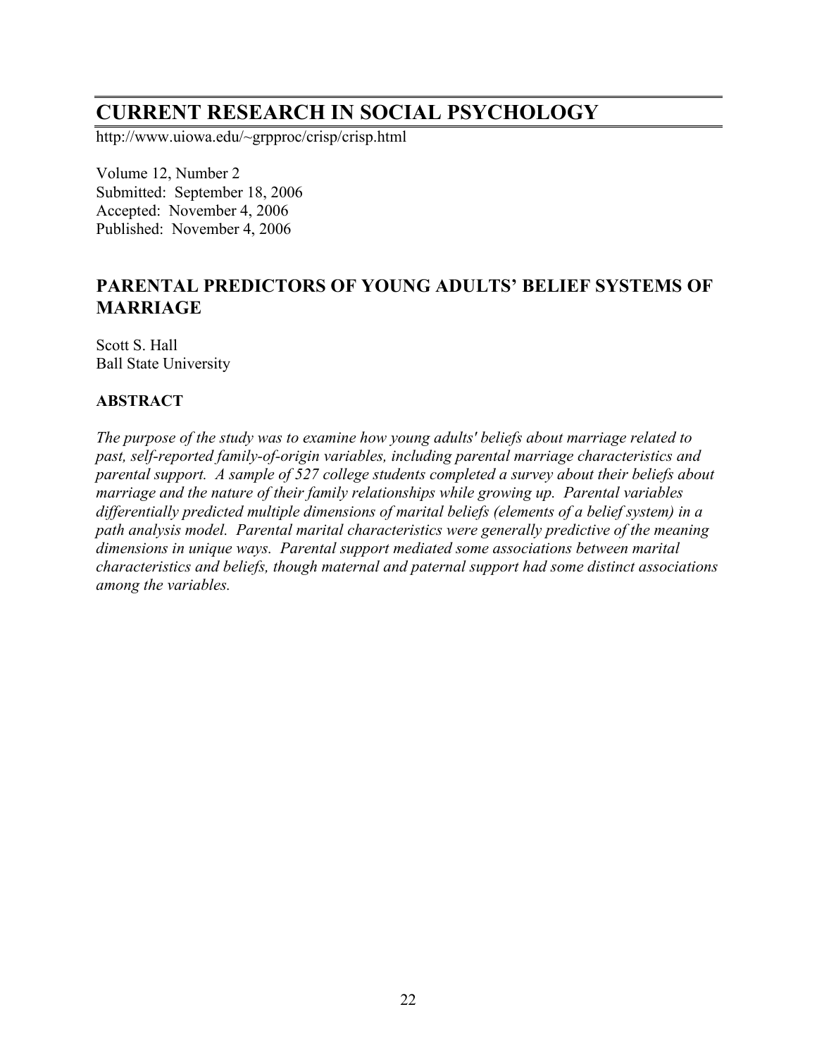# CURRENT RESEARCH IN SOCIAL PSYCHOLOGY

http://www.uiowa.edu/~grpproc/crisp/crisp.html

Volume 12, Number 2
Submitted: September 18, 2006
Accepted: November 4, 2006
Published: November 4, 2006

## PARENTAL PREDICTORS OF YOUNG ADULTS' BELIEF SYSTEMS OF MARRIAGE

Scott S. Hall
Ball State University

### ABSTRACT

*The purpose of the study was to examine how young adults' beliefs about marriage related to past, self-reported family-of-origin variables, including parental marriage characteristics and parental support. A sample of 527 college students completed a survey about their beliefs about marriage and the nature of their family relationships while growing up. Parental variables differentially predicted multiple dimensions of marital beliefs (elements of a belief system) in a path analysis model. Parental marital characteristics were generally predictive of the meaning dimensions in unique ways. Parental support mediated some associations between marital characteristics and beliefs, though maternal and paternal support had some distinct associations among the variables.*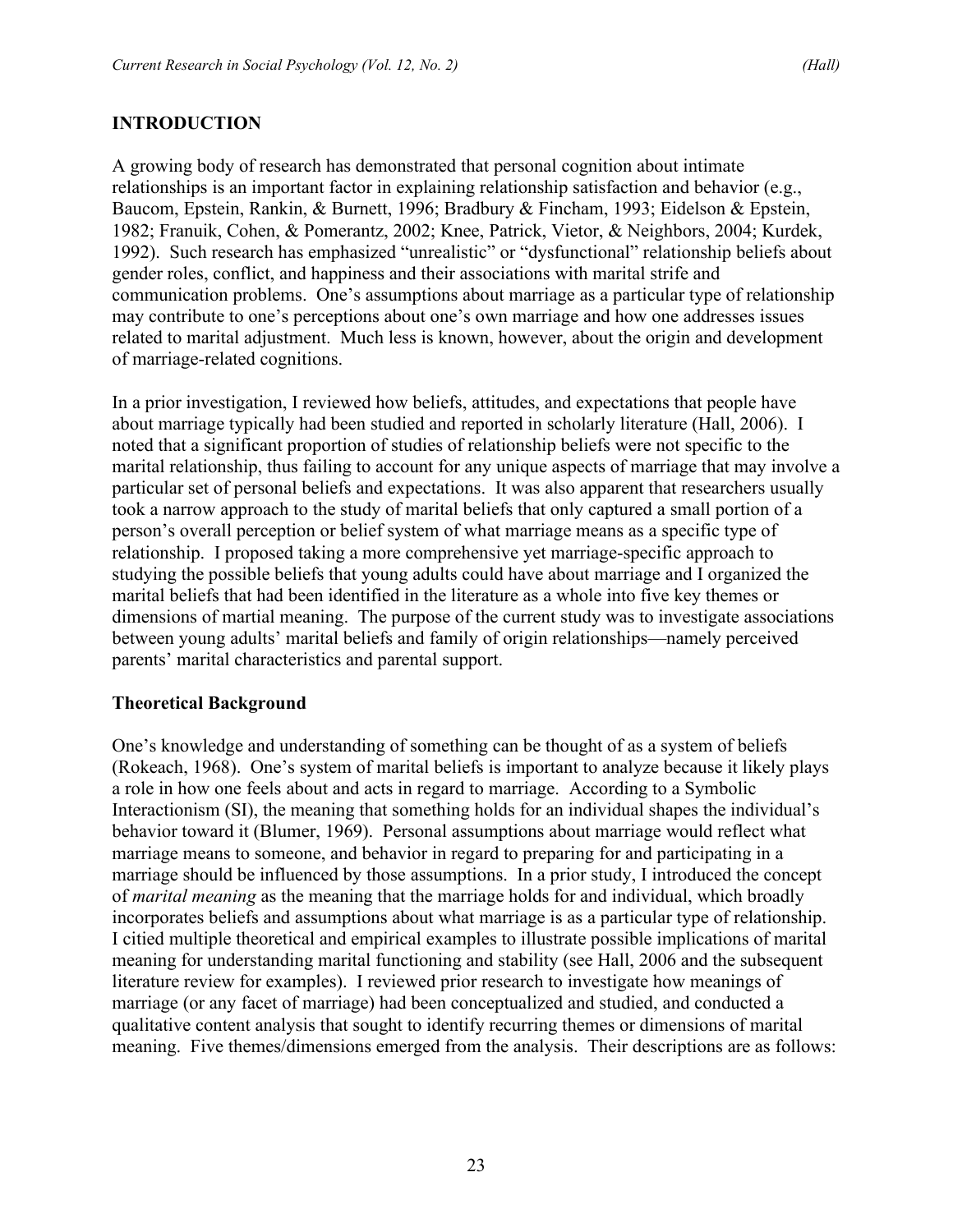## INTRODUCTION

A growing body of research has demonstrated that personal cognition about intimate relationships is an important factor in explaining relationship satisfaction and behavior (e.g., Baucom, Epstein, Rankin, & Burnett, 1996; Bradbury & Fincham, 1993; Eidelson & Epstein, 1982; Franuik, Cohen, & Pomerantz, 2002; Knee, Patrick, Vietor, & Neighbors, 2004; Kurdek, 1992). Such research has emphasized "unrealistic" or "dysfunctional" relationship beliefs about gender roles, conflict, and happiness and their associations with marital strife and communication problems. One's assumptions about marriage as a particular type of relationship may contribute to one's perceptions about one's own marriage and how one addresses issues related to marital adjustment. Much less is known, however, about the origin and development of marriage-related cognitions.

In a prior investigation, I reviewed how beliefs, attitudes, and expectations that people have about marriage typically had been studied and reported in scholarly literature (Hall, 2006). I noted that a significant proportion of studies of relationship beliefs were not specific to the marital relationship, thus failing to account for any unique aspects of marriage that may involve a particular set of personal beliefs and expectations. It was also apparent that researchers usually took a narrow approach to the study of marital beliefs that only captured a small portion of a person's overall perception or belief system of what marriage means as a specific type of relationship. I proposed taking a more comprehensive yet marriage-specific approach to studying the possible beliefs that young adults could have about marriage and I organized the marital beliefs that had been identified in the literature as a whole into five key themes or dimensions of martial meaning. The purpose of the current study was to investigate associations between young adults' marital beliefs and family of origin relationships—namely perceived parents' marital characteristics and parental support.

### Theoretical Background

One's knowledge and understanding of something can be thought of as a system of beliefs (Rokeach, 1968). One's system of marital beliefs is important to analyze because it likely plays a role in how one feels about and acts in regard to marriage. According to a Symbolic Interactionism (SI), the meaning that something holds for an individual shapes the individual's behavior toward it (Blumer, 1969). Personal assumptions about marriage would reflect what marriage means to someone, and behavior in regard to preparing for and participating in a marriage should be influenced by those assumptions. In a prior study, I introduced the concept of *marital meaning* as the meaning that the marriage holds for and individual, which broadly incorporates beliefs and assumptions about what marriage is as a particular type of relationship. I citied multiple theoretical and empirical examples to illustrate possible implications of marital meaning for understanding marital functioning and stability (see Hall, 2006 and the subsequent literature review for examples). I reviewed prior research to investigate how meanings of marriage (or any facet of marriage) had been conceptualized and studied, and conducted a qualitative content analysis that sought to identify recurring themes or dimensions of marital meaning. Five themes/dimensions emerged from the analysis. Their descriptions are as follows: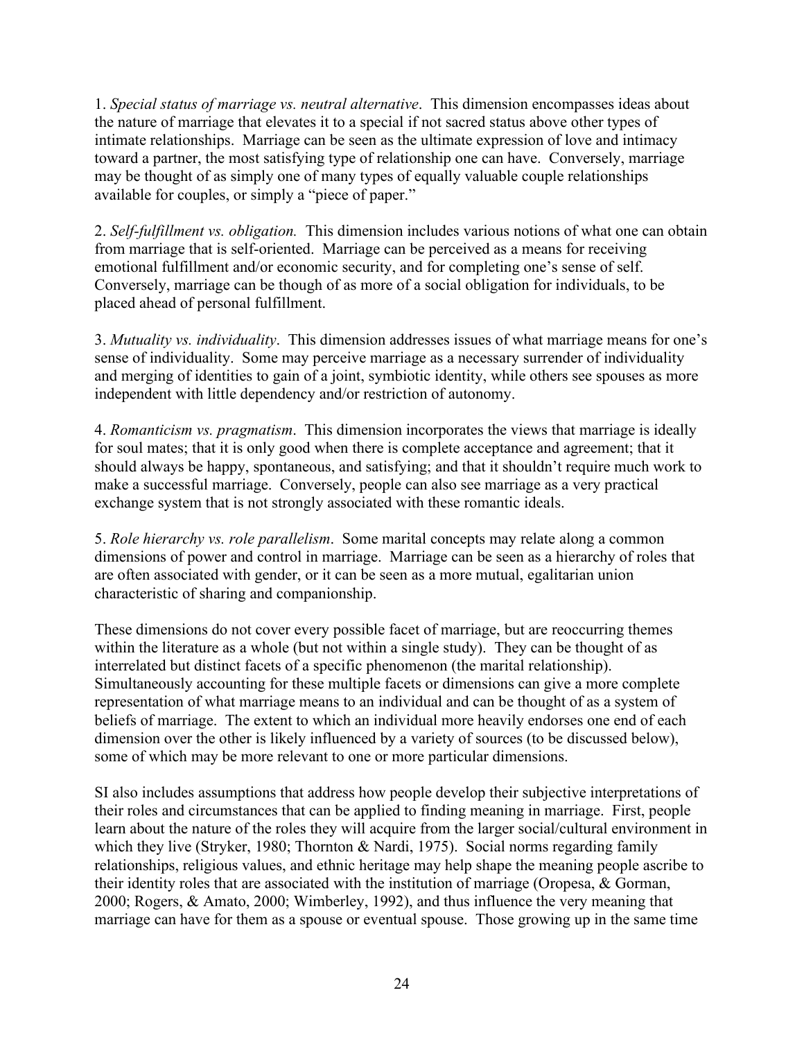1. *Special status of marriage vs. neutral alternative*. This dimension encompasses ideas about the nature of marriage that elevates it to a special if not sacred status above other types of intimate relationships. Marriage can be seen as the ultimate expression of love and intimacy toward a partner, the most satisfying type of relationship one can have. Conversely, marriage may be thought of as simply one of many types of equally valuable couple relationships available for couples, or simply a "piece of paper."

2. *Self-fulfillment vs. obligation.* This dimension includes various notions of what one can obtain from marriage that is self-oriented. Marriage can be perceived as a means for receiving emotional fulfillment and/or economic security, and for completing one's sense of self. Conversely, marriage can be though of as more of a social obligation for individuals, to be placed ahead of personal fulfillment.

3. *Mutuality vs. individuality*. This dimension addresses issues of what marriage means for one's sense of individuality. Some may perceive marriage as a necessary surrender of individuality and merging of identities to gain of a joint, symbiotic identity, while others see spouses as more independent with little dependency and/or restriction of autonomy.

4. *Romanticism vs. pragmatism*. This dimension incorporates the views that marriage is ideally for soul mates; that it is only good when there is complete acceptance and agreement; that it should always be happy, spontaneous, and satisfying; and that it shouldn't require much work to make a successful marriage. Conversely, people can also see marriage as a very practical exchange system that is not strongly associated with these romantic ideals.

5. *Role hierarchy vs. role parallelism*. Some marital concepts may relate along a common dimensions of power and control in marriage. Marriage can be seen as a hierarchy of roles that are often associated with gender, or it can be seen as a more mutual, egalitarian union characteristic of sharing and companionship.

These dimensions do not cover every possible facet of marriage, but are reoccurring themes within the literature as a whole (but not within a single study). They can be thought of as interrelated but distinct facets of a specific phenomenon (the marital relationship). Simultaneously accounting for these multiple facets or dimensions can give a more complete representation of what marriage means to an individual and can be thought of as a system of beliefs of marriage. The extent to which an individual more heavily endorses one end of each dimension over the other is likely influenced by a variety of sources (to be discussed below), some of which may be more relevant to one or more particular dimensions.

SI also includes assumptions that address how people develop their subjective interpretations of their roles and circumstances that can be applied to finding meaning in marriage. First, people learn about the nature of the roles they will acquire from the larger social/cultural environment in which they live (Stryker, 1980; Thornton & Nardi, 1975). Social norms regarding family relationships, religious values, and ethnic heritage may help shape the meaning people ascribe to their identity roles that are associated with the institution of marriage (Oropesa, & Gorman, 2000; Rogers, & Amato, 2000; Wimberley, 1992), and thus influence the very meaning that marriage can have for them as a spouse or eventual spouse. Those growing up in the same time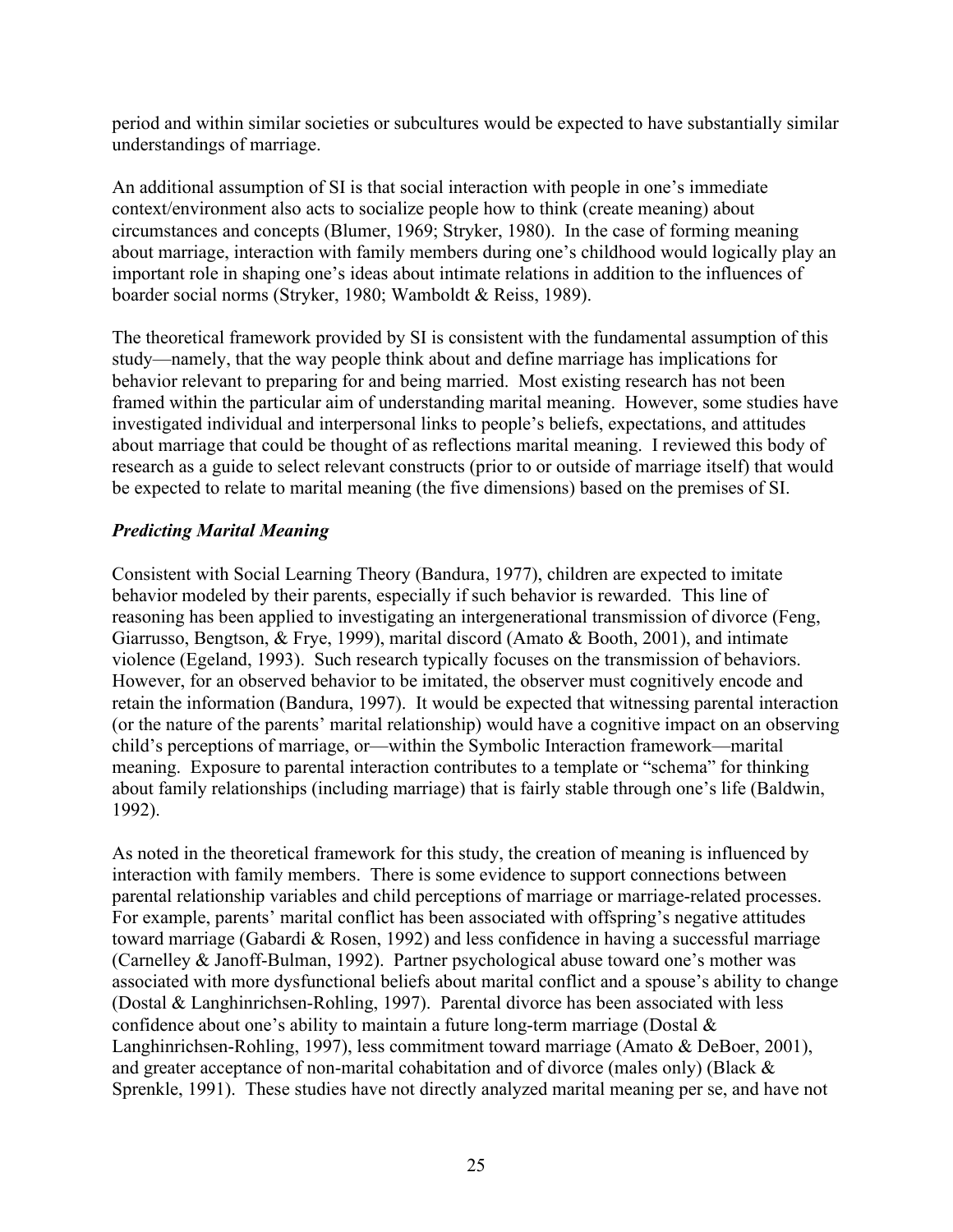period and within similar societies or subcultures would be expected to have substantially similar understandings of marriage.

An additional assumption of SI is that social interaction with people in one's immediate context/environment also acts to socialize people how to think (create meaning) about circumstances and concepts (Blumer, 1969; Stryker, 1980). In the case of forming meaning about marriage, interaction with family members during one's childhood would logically play an important role in shaping one's ideas about intimate relations in addition to the influences of boarder social norms (Stryker, 1980; Wamboldt & Reiss, 1989).

The theoretical framework provided by SI is consistent with the fundamental assumption of this study—namely, that the way people think about and define marriage has implications for behavior relevant to preparing for and being married. Most existing research has not been framed within the particular aim of understanding marital meaning. However, some studies have investigated individual and interpersonal links to people's beliefs, expectations, and attitudes about marriage that could be thought of as reflections marital meaning. I reviewed this body of research as a guide to select relevant constructs (prior to or outside of marriage itself) that would be expected to relate to marital meaning (the five dimensions) based on the premises of SI.

### *Predicting Marital Meaning*

Consistent with Social Learning Theory (Bandura, 1977), children are expected to imitate behavior modeled by their parents, especially if such behavior is rewarded. This line of reasoning has been applied to investigating an intergenerational transmission of divorce (Feng, Giarrusso, Bengtson, & Frye, 1999), marital discord (Amato & Booth, 2001), and intimate violence (Egeland, 1993). Such research typically focuses on the transmission of behaviors. However, for an observed behavior to be imitated, the observer must cognitively encode and retain the information (Bandura, 1997). It would be expected that witnessing parental interaction (or the nature of the parents' marital relationship) would have a cognitive impact on an observing child's perceptions of marriage, or—within the Symbolic Interaction framework—marital meaning. Exposure to parental interaction contributes to a template or "schema" for thinking about family relationships (including marriage) that is fairly stable through one's life (Baldwin, 1992).

As noted in the theoretical framework for this study, the creation of meaning is influenced by interaction with family members. There is some evidence to support connections between parental relationship variables and child perceptions of marriage or marriage-related processes. For example, parents' marital conflict has been associated with offspring's negative attitudes toward marriage (Gabardi & Rosen, 1992) and less confidence in having a successful marriage (Carnelley & Janoff-Bulman, 1992). Partner psychological abuse toward one's mother was associated with more dysfunctional beliefs about marital conflict and a spouse's ability to change (Dostal & Langhinrichsen-Rohling, 1997). Parental divorce has been associated with less confidence about one's ability to maintain a future long-term marriage (Dostal & Langhinrichsen-Rohling, 1997), less commitment toward marriage (Amato & DeBoer, 2001), and greater acceptance of non-marital cohabitation and of divorce (males only) (Black & Sprenkle, 1991). These studies have not directly analyzed marital meaning per se, and have not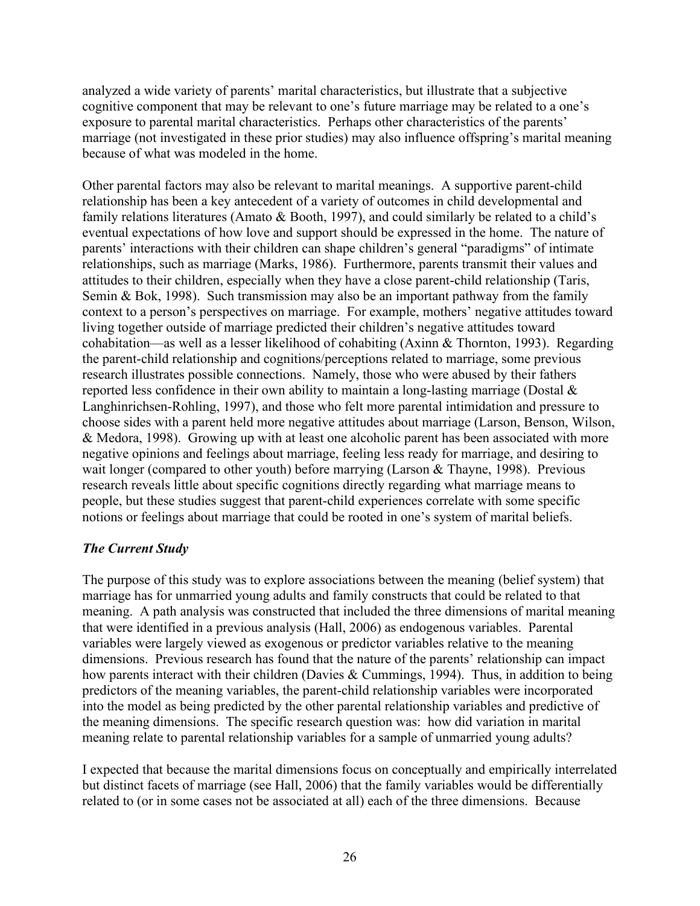analyzed a wide variety of parents' marital characteristics, but illustrate that a subjective cognitive component that may be relevant to one's future marriage may be related to a one's exposure to parental marital characteristics. Perhaps other characteristics of the parents' marriage (not investigated in these prior studies) may also influence offspring's marital meaning because of what was modeled in the home.

Other parental factors may also be relevant to marital meanings. A supportive parent-child relationship has been a key antecedent of a variety of outcomes in child developmental and family relations literatures (Amato & Booth, 1997), and could similarly be related to a child's eventual expectations of how love and support should be expressed in the home. The nature of parents' interactions with their children can shape children's general "paradigms" of intimate relationships, such as marriage (Marks, 1986). Furthermore, parents transmit their values and attitudes to their children, especially when they have a close parent-child relationship (Taris, Semin & Bok, 1998). Such transmission may also be an important pathway from the family context to a person's perspectives on marriage. For example, mothers' negative attitudes toward living together outside of marriage predicted their children's negative attitudes toward cohabitation—as well as a lesser likelihood of cohabiting (Axinn & Thornton, 1993). Regarding the parent-child relationship and cognitions/perceptions related to marriage, some previous research illustrates possible connections. Namely, those who were abused by their fathers reported less confidence in their own ability to maintain a long-lasting marriage (Dostal & Langhinrichsen-Rohling, 1997), and those who felt more parental intimidation and pressure to choose sides with a parent held more negative attitudes about marriage (Larson, Benson, Wilson, & Medora, 1998). Growing up with at least one alcoholic parent has been associated with more negative opinions and feelings about marriage, feeling less ready for marriage, and desiring to wait longer (compared to other youth) before marrying (Larson & Thayne, 1998). Previous research reveals little about specific cognitions directly regarding what marriage means to people, but these studies suggest that parent-child experiences correlate with some specific notions or feelings about marriage that could be rooted in one's system of marital beliefs.

### *The Current Study*

The purpose of this study was to explore associations between the meaning (belief system) that marriage has for unmarried young adults and family constructs that could be related to that meaning. A path analysis was constructed that included the three dimensions of marital meaning that were identified in a previous analysis (Hall, 2006) as endogenous variables. Parental variables were largely viewed as exogenous or predictor variables relative to the meaning dimensions. Previous research has found that the nature of the parents' relationship can impact how parents interact with their children (Davies & Cummings, 1994). Thus, in addition to being predictors of the meaning variables, the parent-child relationship variables were incorporated into the model as being predicted by the other parental relationship variables and predictive of the meaning dimensions. The specific research question was: how did variation in marital meaning relate to parental relationship variables for a sample of unmarried young adults?

I expected that because the marital dimensions focus on conceptually and empirically interrelated but distinct facets of marriage (see Hall, 2006) that the family variables would be differentially related to (or in some cases not be associated at all) each of the three dimensions. Because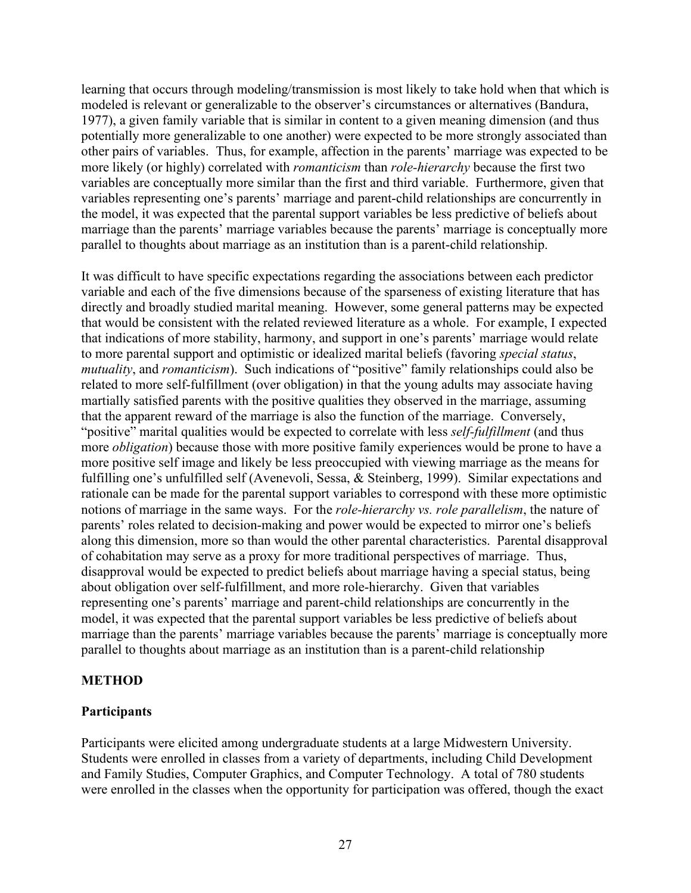learning that occurs through modeling/transmission is most likely to take hold when that which is modeled is relevant or generalizable to the observer's circumstances or alternatives (Bandura, 1977), a given family variable that is similar in content to a given meaning dimension (and thus potentially more generalizable to one another) were expected to be more strongly associated than other pairs of variables. Thus, for example, affection in the parents' marriage was expected to be more likely (or highly) correlated with *romanticism* than *role-hierarchy* because the first two variables are conceptually more similar than the first and third variable. Furthermore, given that variables representing one's parents' marriage and parent-child relationships are concurrently in the model, it was expected that the parental support variables be less predictive of beliefs about marriage than the parents' marriage variables because the parents' marriage is conceptually more parallel to thoughts about marriage as an institution than is a parent-child relationship.

It was difficult to have specific expectations regarding the associations between each predictor variable and each of the five dimensions because of the sparseness of existing literature that has directly and broadly studied marital meaning. However, some general patterns may be expected that would be consistent with the related reviewed literature as a whole. For example, I expected that indications of more stability, harmony, and support in one's parents' marriage would relate to more parental support and optimistic or idealized marital beliefs (favoring *special status*, *mutuality*, and *romanticism*). Such indications of "positive" family relationships could also be related to more self-fulfillment (over obligation) in that the young adults may associate having martially satisfied parents with the positive qualities they observed in the marriage, assuming that the apparent reward of the marriage is also the function of the marriage. Conversely, "positive" marital qualities would be expected to correlate with less *self-fulfillment* (and thus more *obligation*) because those with more positive family experiences would be prone to have a more positive self image and likely be less preoccupied with viewing marriage as the means for fulfilling one's unfulfilled self (Avenevoli, Sessa, & Steinberg, 1999). Similar expectations and rationale can be made for the parental support variables to correspond with these more optimistic notions of marriage in the same ways. For the *role-hierarchy vs. role parallelism*, the nature of parents' roles related to decision-making and power would be expected to mirror one's beliefs along this dimension, more so than would the other parental characteristics. Parental disapproval of cohabitation may serve as a proxy for more traditional perspectives of marriage. Thus, disapproval would be expected to predict beliefs about marriage having a special status, being about obligation over self-fulfillment, and more role-hierarchy. Given that variables representing one's parents' marriage and parent-child relationships are concurrently in the model, it was expected that the parental support variables be less predictive of beliefs about marriage than the parents' marriage variables because the parents' marriage is conceptually more parallel to thoughts about marriage as an institution than is a parent-child relationship

## METHOD

### Participants

Participants were elicited among undergraduate students at a large Midwestern University. Students were enrolled in classes from a variety of departments, including Child Development and Family Studies, Computer Graphics, and Computer Technology. A total of 780 students were enrolled in the classes when the opportunity for participation was offered, though the exact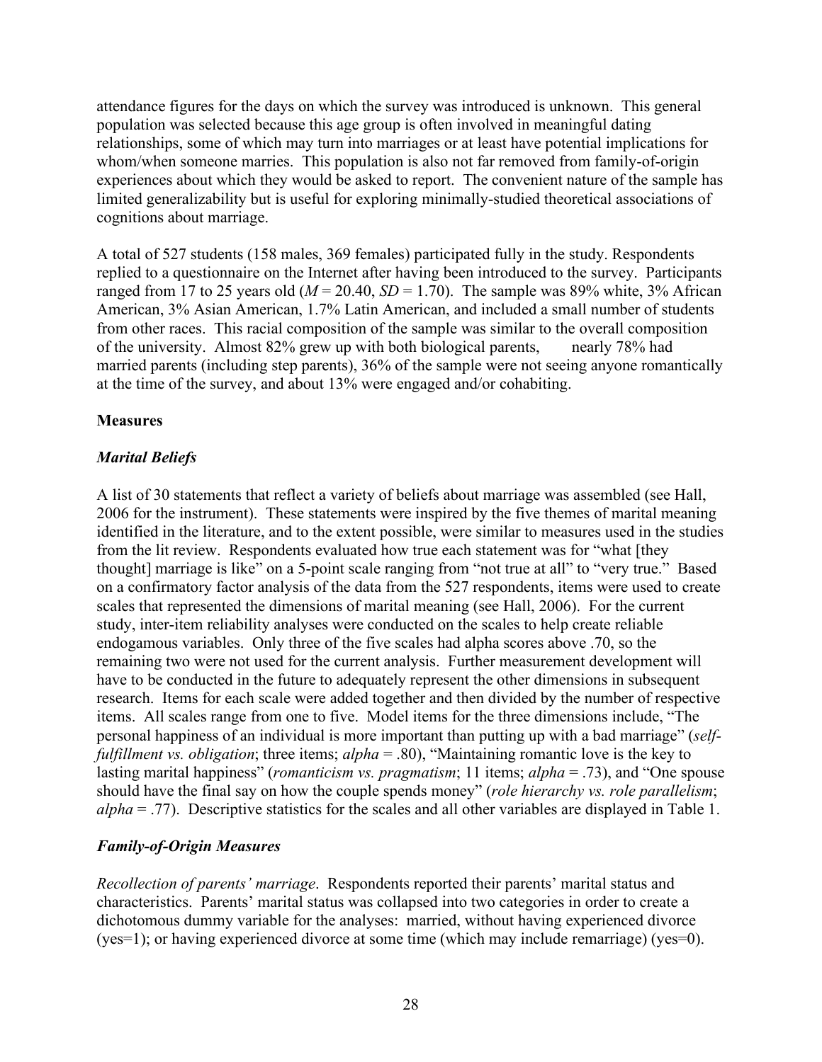attendance figures for the days on which the survey was introduced is unknown. This general population was selected because this age group is often involved in meaningful dating relationships, some of which may turn into marriages or at least have potential implications for whom/when someone marries. This population is also not far removed from family-of-origin experiences about which they would be asked to report. The convenient nature of the sample has limited generalizability but is useful for exploring minimally-studied theoretical associations of cognitions about marriage.

A total of 527 students (158 males, 369 females) participated fully in the study. Respondents replied to a questionnaire on the Internet after having been introduced to the survey. Participants ranged from 17 to 25 years old ($M$ = 20.40, $SD$ = 1.70). The sample was 89% white, 3% African American, 3% Asian American, 1.7% Latin American, and included a small number of students from other races. This racial composition of the sample was similar to the overall composition of the university. Almost 82% grew up with both biological parents, nearly 78% had married parents (including step parents), 36% of the sample were not seeing anyone romantically at the time of the survey, and about 13% were engaged and/or cohabiting.

### Measures

#### *Marital Beliefs*

A list of 30 statements that reflect a variety of beliefs about marriage was assembled (see Hall, 2006 for the instrument). These statements were inspired by the five themes of marital meaning identified in the literature, and to the extent possible, were similar to measures used in the studies from the lit review. Respondents evaluated how true each statement was for "what [they thought] marriage is like" on a 5-point scale ranging from "not true at all" to "very true." Based on a confirmatory factor analysis of the data from the 527 respondents, items were used to create scales that represented the dimensions of marital meaning (see Hall, 2006). For the current study, inter-item reliability analyses were conducted on the scales to help create reliable endogamous variables. Only three of the five scales had alpha scores above .70, so the remaining two were not used for the current analysis. Further measurement development will have to be conducted in the future to adequately represent the other dimensions in subsequent research. Items for each scale were added together and then divided by the number of respective items. All scales range from one to five. Model items for the three dimensions include, "The personal happiness of an individual is more important than putting up with a bad marriage" (*self-fulfillment vs. obligation*; three items; *alpha* = .80), "Maintaining romantic love is the key to lasting marital happiness" (*romanticism vs. pragmatism*; 11 items; *alpha* = .73), and "One spouse should have the final say on how the couple spends money" (*role hierarchy vs. role parallelism*; *alpha* = .77). Descriptive statistics for the scales and all other variables are displayed in Table 1.

#### *Family-of-Origin Measures*

*Recollection of parents' marriage*. Respondents reported their parents' marital status and characteristics. Parents' marital status was collapsed into two categories in order to create a dichotomous dummy variable for the analyses: married, without having experienced divorce (yes=1); or having experienced divorce at some time (which may include remarriage) (yes=0).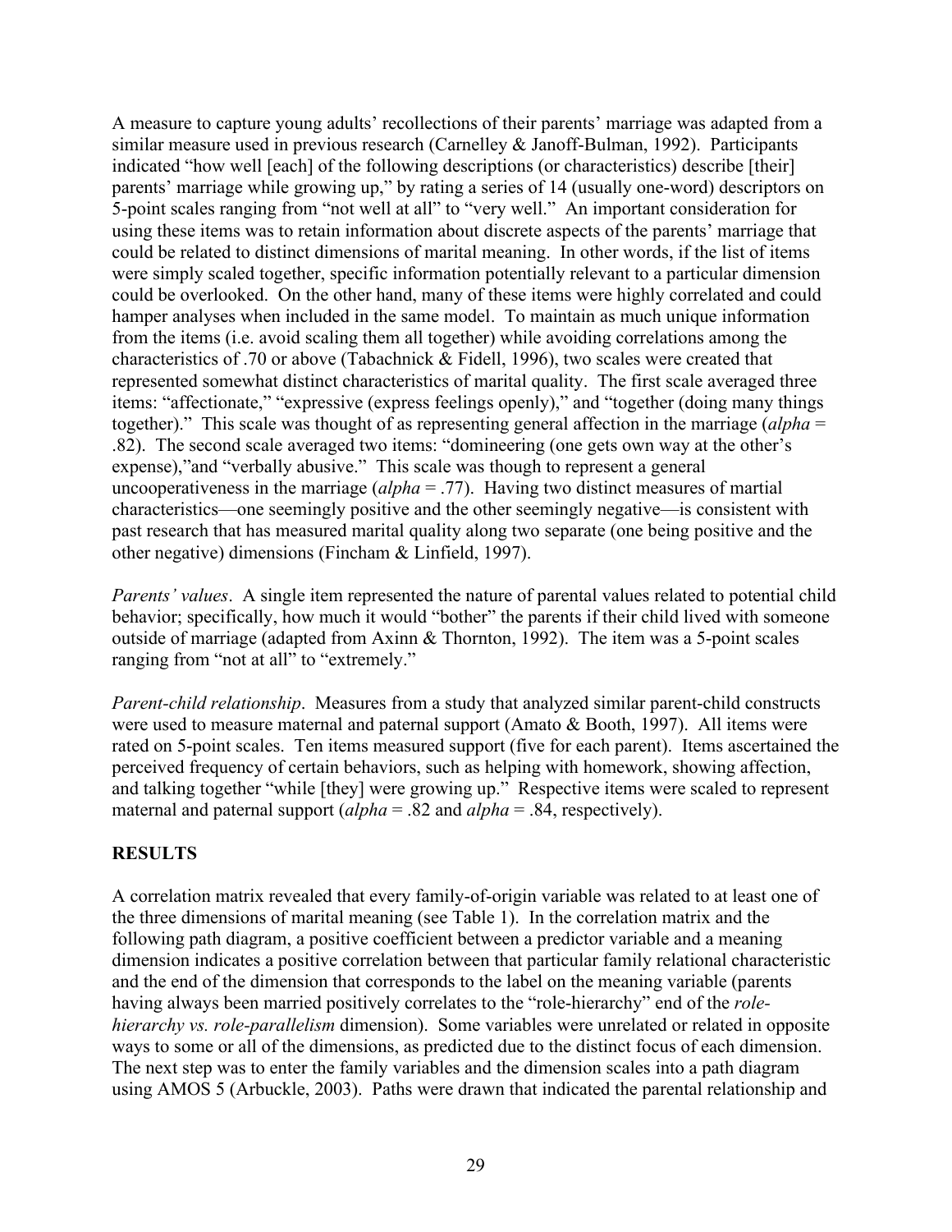A measure to capture young adults' recollections of their parents' marriage was adapted from a similar measure used in previous research (Carnelley & Janoff-Bulman, 1992). Participants indicated "how well [each] of the following descriptions (or characteristics) describe [their] parents' marriage while growing up," by rating a series of 14 (usually one-word) descriptors on 5-point scales ranging from "not well at all" to "very well." An important consideration for using these items was to retain information about discrete aspects of the parents' marriage that could be related to distinct dimensions of marital meaning. In other words, if the list of items were simply scaled together, specific information potentially relevant to a particular dimension could be overlooked. On the other hand, many of these items were highly correlated and could hamper analyses when included in the same model. To maintain as much unique information from the items (i.e. avoid scaling them all together) while avoiding correlations among the characteristics of .70 or above (Tabachnick & Fidell, 1996), two scales were created that represented somewhat distinct characteristics of marital quality. The first scale averaged three items: "affectionate," "expressive (express feelings openly)," and "together (doing many things together)." This scale was thought of as representing general affection in the marriage (*alpha* = .82). The second scale averaged two items: "domineering (one gets own way at the other's expense),"and "verbally abusive." This scale was though to represent a general uncooperativeness in the marriage (*alpha* = .77). Having two distinct measures of martial characteristics—one seemingly positive and the other seemingly negative—is consistent with past research that has measured marital quality along two separate (one being positive and the other negative) dimensions (Fincham & Linfield, 1997).

*Parents' values*. A single item represented the nature of parental values related to potential child behavior; specifically, how much it would "bother" the parents if their child lived with someone outside of marriage (adapted from Axinn & Thornton, 1992). The item was a 5-point scales ranging from "not at all" to "extremely."

*Parent-child relationship*. Measures from a study that analyzed similar parent-child constructs were used to measure maternal and paternal support (Amato & Booth, 1997). All items were rated on 5-point scales. Ten items measured support (five for each parent). Items ascertained the perceived frequency of certain behaviors, such as helping with homework, showing affection, and talking together "while [they] were growing up." Respective items were scaled to represent maternal and paternal support (*alpha* = .82 and *alpha* = .84, respectively).

## RESULTS

A correlation matrix revealed that every family-of-origin variable was related to at least one of the three dimensions of marital meaning (see Table 1). In the correlation matrix and the following path diagram, a positive coefficient between a predictor variable and a meaning dimension indicates a positive correlation between that particular family relational characteristic and the end of the dimension that corresponds to the label on the meaning variable (parents having always been married positively correlates to the "role-hierarchy" end of the *role-hierarchy vs. role-parallelism* dimension). Some variables were unrelated or related in opposite ways to some or all of the dimensions, as predicted due to the distinct focus of each dimension. The next step was to enter the family variables and the dimension scales into a path diagram using AMOS 5 (Arbuckle, 2003). Paths were drawn that indicated the parental relationship and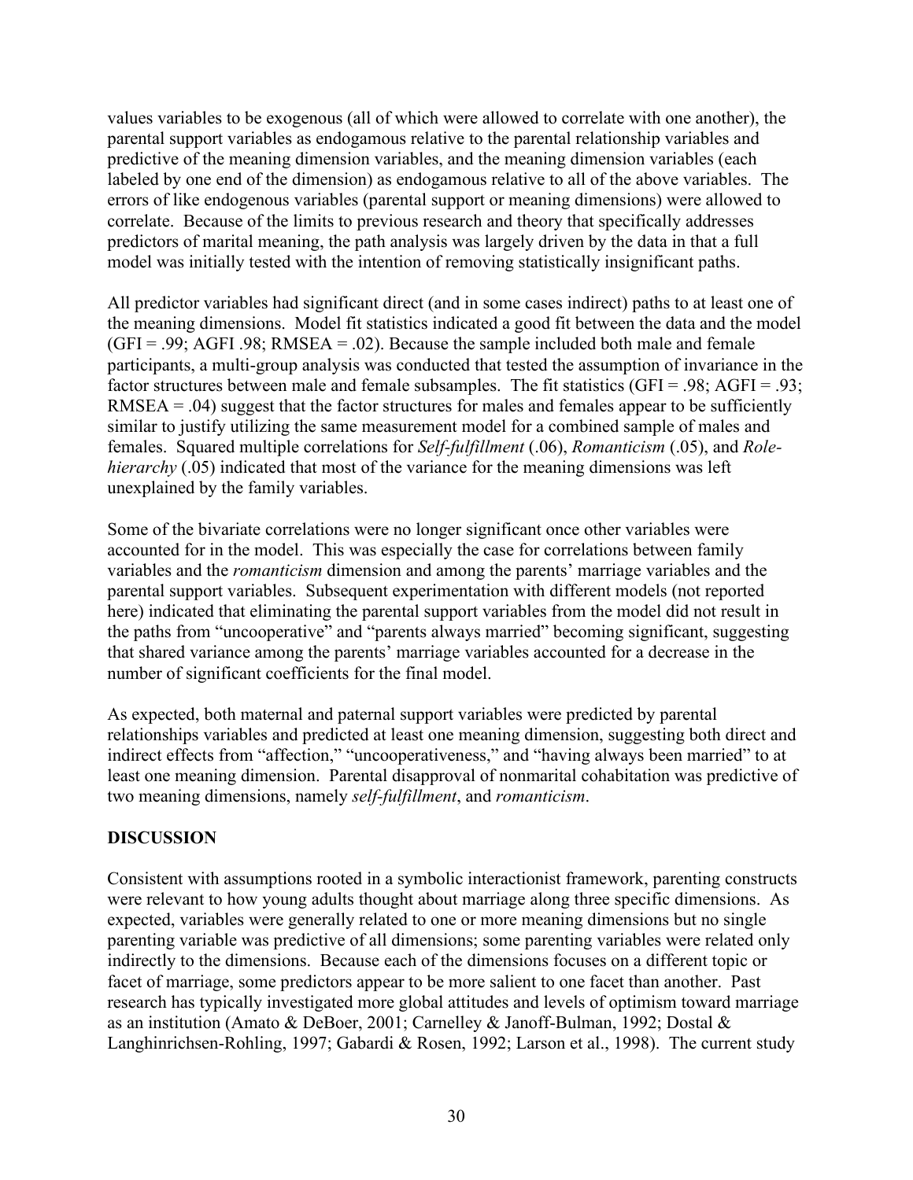values variables to be exogenous (all of which were allowed to correlate with one another), the parental support variables as endogamous relative to the parental relationship variables and predictive of the meaning dimension variables, and the meaning dimension variables (each labeled by one end of the dimension) as endogamous relative to all of the above variables. The errors of like endogenous variables (parental support or meaning dimensions) were allowed to correlate. Because of the limits to previous research and theory that specifically addresses predictors of marital meaning, the path analysis was largely driven by the data in that a full model was initially tested with the intention of removing statistically insignificant paths.

All predictor variables had significant direct (and in some cases indirect) paths to at least one of the meaning dimensions. Model fit statistics indicated a good fit between the data and the model (GFI = .99; AGFI .98; RMSEA = .02). Because the sample included both male and female participants, a multi-group analysis was conducted that tested the assumption of invariance in the factor structures between male and female subsamples. The fit statistics (GFI = .98; AGFI = .93; RMSEA = .04) suggest that the factor structures for males and females appear to be sufficiently similar to justify utilizing the same measurement model for a combined sample of males and females. Squared multiple correlations for *Self-fulfillment* (.06), *Romanticism* (.05), and *Role-hierarchy* (.05) indicated that most of the variance for the meaning dimensions was left unexplained by the family variables.

Some of the bivariate correlations were no longer significant once other variables were accounted for in the model. This was especially the case for correlations between family variables and the *romanticism* dimension and among the parents' marriage variables and the parental support variables. Subsequent experimentation with different models (not reported here) indicated that eliminating the parental support variables from the model did not result in the paths from "uncooperative" and "parents always married" becoming significant, suggesting that shared variance among the parents' marriage variables accounted for a decrease in the number of significant coefficients for the final model.

As expected, both maternal and paternal support variables were predicted by parental relationships variables and predicted at least one meaning dimension, suggesting both direct and indirect effects from "affection," "uncooperativeness," and "having always been married" to at least one meaning dimension. Parental disapproval of nonmarital cohabitation was predictive of two meaning dimensions, namely *self-fulfillment*, and *romanticism*.

## DISCUSSION

Consistent with assumptions rooted in a symbolic interactionist framework, parenting constructs were relevant to how young adults thought about marriage along three specific dimensions. As expected, variables were generally related to one or more meaning dimensions but no single parenting variable was predictive of all dimensions; some parenting variables were related only indirectly to the dimensions. Because each of the dimensions focuses on a different topic or facet of marriage, some predictors appear to be more salient to one facet than another. Past research has typically investigated more global attitudes and levels of optimism toward marriage as an institution (Amato & DeBoer, 2001; Carnelley & Janoff-Bulman, 1992; Dostal & Langhinrichsen-Rohling, 1997; Gabardi & Rosen, 1992; Larson et al., 1998). The current study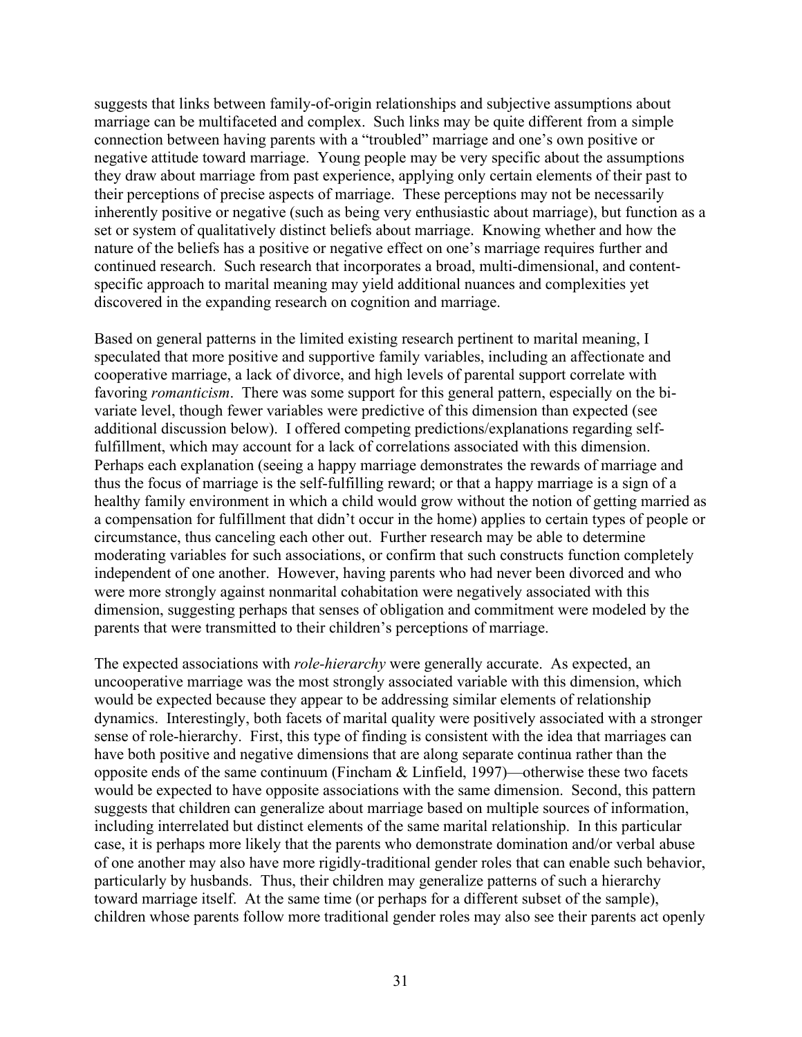suggests that links between family-of-origin relationships and subjective assumptions about marriage can be multifaceted and complex. Such links may be quite different from a simple connection between having parents with a "troubled" marriage and one's own positive or negative attitude toward marriage. Young people may be very specific about the assumptions they draw about marriage from past experience, applying only certain elements of their past to their perceptions of precise aspects of marriage. These perceptions may not be necessarily inherently positive or negative (such as being very enthusiastic about marriage), but function as a set or system of qualitatively distinct beliefs about marriage. Knowing whether and how the nature of the beliefs has a positive or negative effect on one's marriage requires further and continued research. Such research that incorporates a broad, multi-dimensional, and content-specific approach to marital meaning may yield additional nuances and complexities yet discovered in the expanding research on cognition and marriage.

Based on general patterns in the limited existing research pertinent to marital meaning, I speculated that more positive and supportive family variables, including an affectionate and cooperative marriage, a lack of divorce, and high levels of parental support correlate with favoring *romanticism*. There was some support for this general pattern, especially on the bi-variate level, though fewer variables were predictive of this dimension than expected (see additional discussion below). I offered competing predictions/explanations regarding self-fulfillment, which may account for a lack of correlations associated with this dimension. Perhaps each explanation (seeing a happy marriage demonstrates the rewards of marriage and thus the focus of marriage is the self-fulfilling reward; or that a happy marriage is a sign of a healthy family environment in which a child would grow without the notion of getting married as a compensation for fulfillment that didn't occur in the home) applies to certain types of people or circumstance, thus canceling each other out. Further research may be able to determine moderating variables for such associations, or confirm that such constructs function completely independent of one another. However, having parents who had never been divorced and who were more strongly against nonmarital cohabitation were negatively associated with this dimension, suggesting perhaps that senses of obligation and commitment were modeled by the parents that were transmitted to their children's perceptions of marriage.

The expected associations with *role-hierarchy* were generally accurate. As expected, an uncooperative marriage was the most strongly associated variable with this dimension, which would be expected because they appear to be addressing similar elements of relationship dynamics. Interestingly, both facets of marital quality were positively associated with a stronger sense of role-hierarchy. First, this type of finding is consistent with the idea that marriages can have both positive and negative dimensions that are along separate continua rather than the opposite ends of the same continuum (Fincham & Linfield, 1997)—otherwise these two facets would be expected to have opposite associations with the same dimension. Second, this pattern suggests that children can generalize about marriage based on multiple sources of information, including interrelated but distinct elements of the same marital relationship. In this particular case, it is perhaps more likely that the parents who demonstrate domination and/or verbal abuse of one another may also have more rigidly-traditional gender roles that can enable such behavior, particularly by husbands. Thus, their children may generalize patterns of such a hierarchy toward marriage itself. At the same time (or perhaps for a different subset of the sample), children whose parents follow more traditional gender roles may also see their parents act openly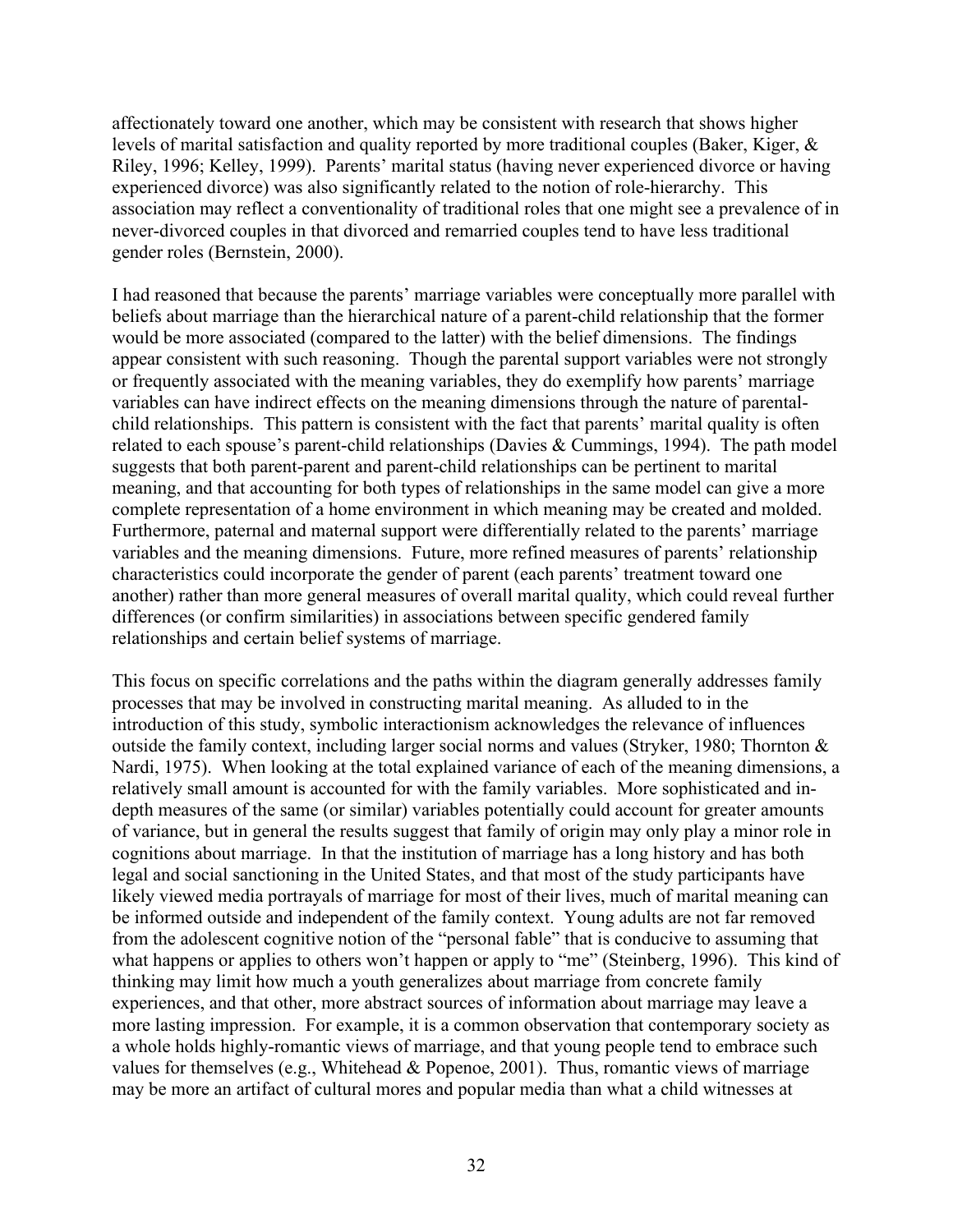affectionately toward one another, which may be consistent with research that shows higher levels of marital satisfaction and quality reported by more traditional couples (Baker, Kiger, & Riley, 1996; Kelley, 1999). Parents' marital status (having never experienced divorce or having experienced divorce) was also significantly related to the notion of role-hierarchy. This association may reflect a conventionality of traditional roles that one might see a prevalence of in never-divorced couples in that divorced and remarried couples tend to have less traditional gender roles (Bernstein, 2000).

I had reasoned that because the parents' marriage variables were conceptually more parallel with beliefs about marriage than the hierarchical nature of a parent-child relationship that the former would be more associated (compared to the latter) with the belief dimensions. The findings appear consistent with such reasoning. Though the parental support variables were not strongly or frequently associated with the meaning variables, they do exemplify how parents' marriage variables can have indirect effects on the meaning dimensions through the nature of parental-child relationships. This pattern is consistent with the fact that parents' marital quality is often related to each spouse's parent-child relationships (Davies & Cummings, 1994). The path model suggests that both parent-parent and parent-child relationships can be pertinent to marital meaning, and that accounting for both types of relationships in the same model can give a more complete representation of a home environment in which meaning may be created and molded. Furthermore, paternal and maternal support were differentially related to the parents' marriage variables and the meaning dimensions. Future, more refined measures of parents' relationship characteristics could incorporate the gender of parent (each parents' treatment toward one another) rather than more general measures of overall marital quality, which could reveal further differences (or confirm similarities) in associations between specific gendered family relationships and certain belief systems of marriage.

This focus on specific correlations and the paths within the diagram generally addresses family processes that may be involved in constructing marital meaning. As alluded to in the introduction of this study, symbolic interactionism acknowledges the relevance of influences outside the family context, including larger social norms and values (Stryker, 1980; Thornton & Nardi, 1975). When looking at the total explained variance of each of the meaning dimensions, a relatively small amount is accounted for with the family variables. More sophisticated and in-depth measures of the same (or similar) variables potentially could account for greater amounts of variance, but in general the results suggest that family of origin may only play a minor role in cognitions about marriage. In that the institution of marriage has a long history and has both legal and social sanctioning in the United States, and that most of the study participants have likely viewed media portrayals of marriage for most of their lives, much of marital meaning can be informed outside and independent of the family context. Young adults are not far removed from the adolescent cognitive notion of the "personal fable" that is conducive to assuming that what happens or applies to others won't happen or apply to "me" (Steinberg, 1996). This kind of thinking may limit how much a youth generalizes about marriage from concrete family experiences, and that other, more abstract sources of information about marriage may leave a more lasting impression. For example, it is a common observation that contemporary society as a whole holds highly-romantic views of marriage, and that young people tend to embrace such values for themselves (e.g., Whitehead & Popenoe, 2001). Thus, romantic views of marriage may be more an artifact of cultural mores and popular media than what a child witnesses at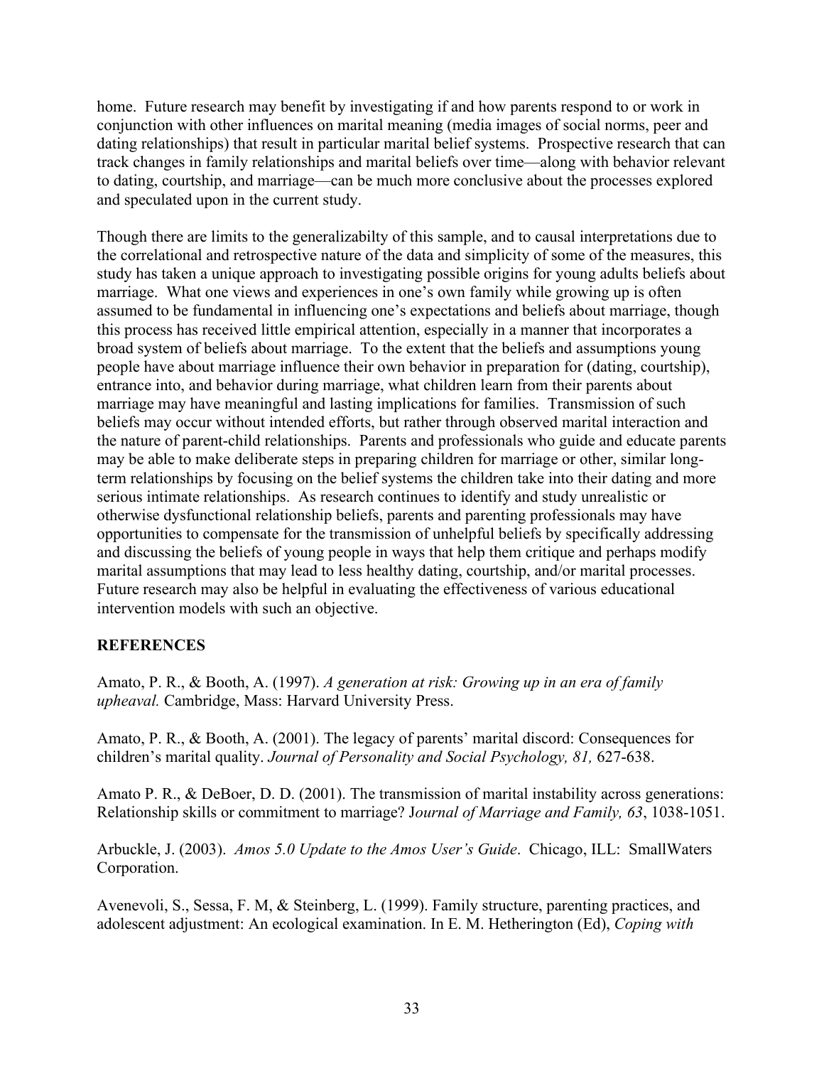home. Future research may benefit by investigating if and how parents respond to or work in conjunction with other influences on marital meaning (media images of social norms, peer and dating relationships) that result in particular marital belief systems. Prospective research that can track changes in family relationships and marital beliefs over time—along with behavior relevant to dating, courtship, and marriage—can be much more conclusive about the processes explored and speculated upon in the current study.

Though there are limits to the generalizabilty of this sample, and to causal interpretations due to the correlational and retrospective nature of the data and simplicity of some of the measures, this study has taken a unique approach to investigating possible origins for young adults beliefs about marriage. What one views and experiences in one's own family while growing up is often assumed to be fundamental in influencing one's expectations and beliefs about marriage, though this process has received little empirical attention, especially in a manner that incorporates a broad system of beliefs about marriage. To the extent that the beliefs and assumptions young people have about marriage influence their own behavior in preparation for (dating, courtship), entrance into, and behavior during marriage, what children learn from their parents about marriage may have meaningful and lasting implications for families. Transmission of such beliefs may occur without intended efforts, but rather through observed marital interaction and the nature of parent-child relationships. Parents and professionals who guide and educate parents may be able to make deliberate steps in preparing children for marriage or other, similar long-term relationships by focusing on the belief systems the children take into their dating and more serious intimate relationships. As research continues to identify and study unrealistic or otherwise dysfunctional relationship beliefs, parents and parenting professionals may have opportunities to compensate for the transmission of unhelpful beliefs by specifically addressing and discussing the beliefs of young people in ways that help them critique and perhaps modify marital assumptions that may lead to less healthy dating, courtship, and/or marital processes. Future research may also be helpful in evaluating the effectiveness of various educational intervention models with such an objective.

## REFERENCES

Amato, P. R., & Booth, A. (1997). *A generation at risk: Growing up in an era of family upheaval.* Cambridge, Mass: Harvard University Press.

Amato, P. R., & Booth, A. (2001). The legacy of parents' marital discord: Consequences for children's marital quality. *Journal of Personality and Social Psychology, 81,* 627-638.

Amato P. R., & DeBoer, D. D. (2001). The transmission of marital instability across generations: Relationship skills or commitment to marriage? J*ournal of Marriage and Family, 63*, 1038-1051.

Arbuckle, J. (2003). *Amos 5.0 Update to the Amos User's Guide*. Chicago, ILL: SmallWaters Corporation.

Avenevoli, S., Sessa, F. M, & Steinberg, L. (1999). Family structure, parenting practices, and adolescent adjustment: An ecological examination. In E. M. Hetherington (Ed), *Coping with*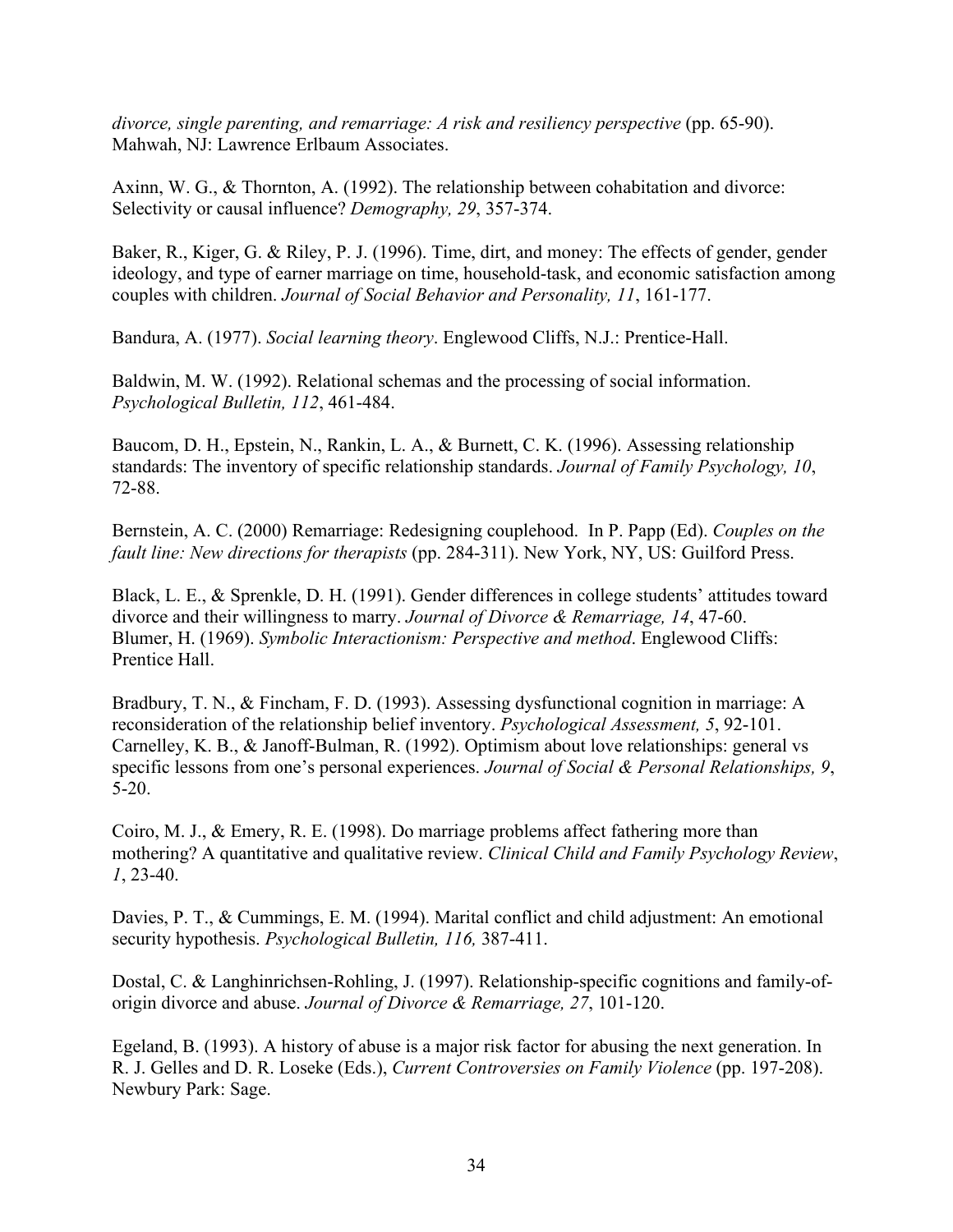*divorce, single parenting, and remarriage: A risk and resiliency perspective* (pp. 65-90). Mahwah, NJ: Lawrence Erlbaum Associates.

Axinn, W. G., & Thornton, A. (1992). The relationship between cohabitation and divorce: Selectivity or causal influence? *Demography, 29*, 357-374.

Baker, R., Kiger, G. & Riley, P. J. (1996). Time, dirt, and money: The effects of gender, gender ideology, and type of earner marriage on time, household-task, and economic satisfaction among couples with children. *Journal of Social Behavior and Personality, 11*, 161-177.

Bandura, A. (1977). *Social learning theory*. Englewood Cliffs, N.J.: Prentice-Hall.

Baldwin, M. W. (1992). Relational schemas and the processing of social information. *Psychological Bulletin, 112*, 461-484.

Baucom, D. H., Epstein, N., Rankin, L. A., & Burnett, C. K. (1996). Assessing relationship standards: The inventory of specific relationship standards. *Journal of Family Psychology, 10*, 72-88.

Bernstein, A. C. (2000) Remarriage: Redesigning couplehood. In P. Papp (Ed). *Couples on the fault line: New directions for therapists* (pp. 284-311). New York, NY, US: Guilford Press.

Black, L. E., & Sprenkle, D. H. (1991). Gender differences in college students' attitudes toward divorce and their willingness to marry. *Journal of Divorce & Remarriage, 14*, 47-60.
Blumer, H. (1969). *Symbolic Interactionism: Perspective and method*. Englewood Cliffs: Prentice Hall.

Bradbury, T. N., & Fincham, F. D. (1993). Assessing dysfunctional cognition in marriage: A reconsideration of the relationship belief inventory. *Psychological Assessment, 5*, 92-101.
Carnelley, K. B., & Janoff-Bulman, R. (1992). Optimism about love relationships: general vs specific lessons from one's personal experiences. *Journal of Social & Personal Relationships, 9*, 5-20.

Coiro, M. J., & Emery, R. E. (1998). Do marriage problems affect fathering more than mothering? A quantitative and qualitative review. *Clinical Child and Family Psychology Review*, *1*, 23-40.

Davies, P. T., & Cummings, E. M. (1994). Marital conflict and child adjustment: An emotional security hypothesis. *Psychological Bulletin, 116,* 387-411.

Dostal, C. & Langhinrichsen-Rohling, J. (1997). Relationship-specific cognitions and family-of-origin divorce and abuse. *Journal of Divorce & Remarriage, 27*, 101-120.

Egeland, B. (1993). A history of abuse is a major risk factor for abusing the next generation. In R. J. Gelles and D. R. Loseke (Eds.), *Current Controversies on Family Violence* (pp. 197-208). Newbury Park: Sage.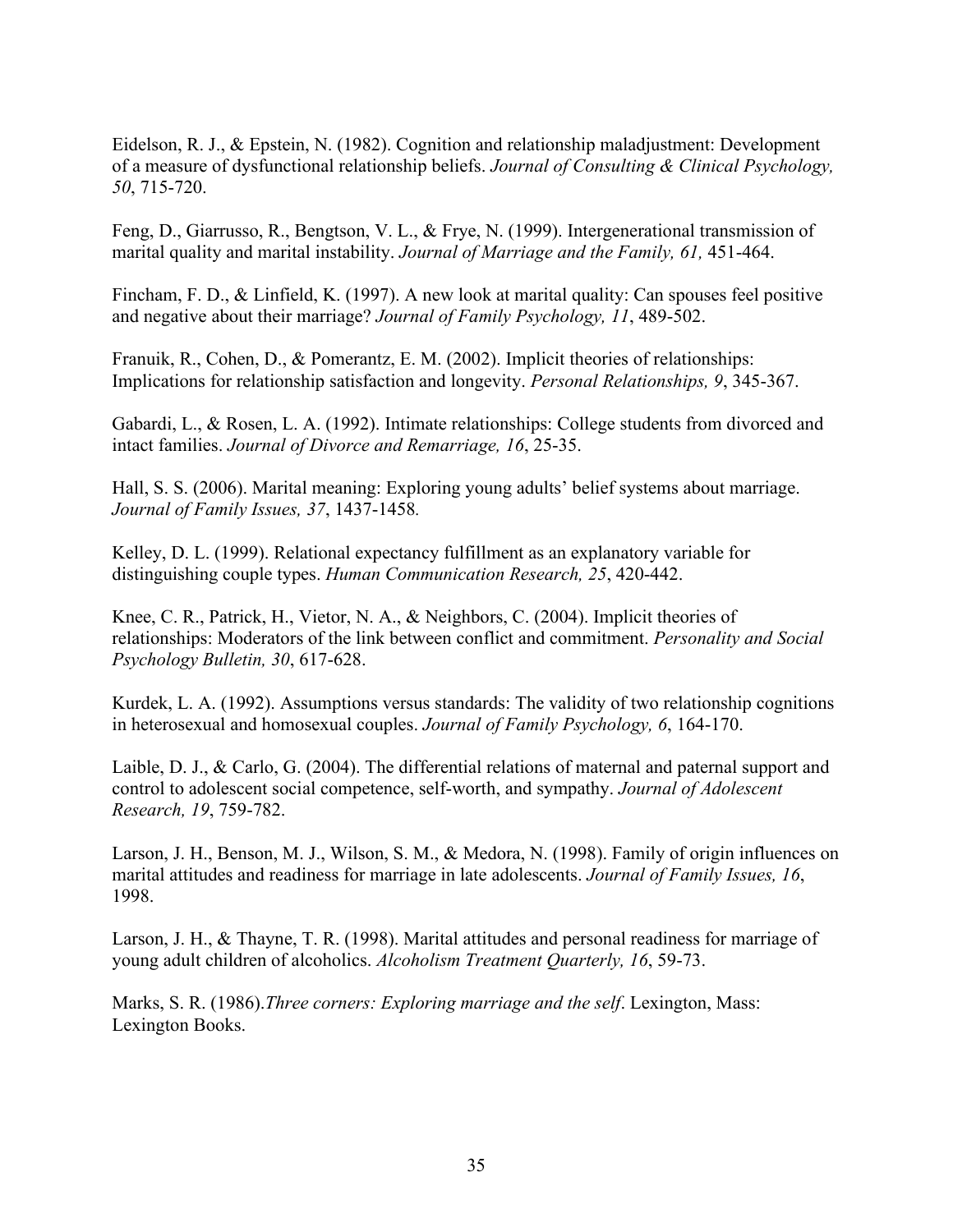Eidelson, R. J., & Epstein, N. (1982). Cognition and relationship maladjustment: Development of a measure of dysfunctional relationship beliefs. *Journal of Consulting & Clinical Psychology, 50*, 715-720.

Feng, D., Giarrusso, R., Bengtson, V. L., & Frye, N. (1999). Intergenerational transmission of marital quality and marital instability. *Journal of Marriage and the Family, 61,* 451-464.

Fincham, F. D., & Linfield, K. (1997). A new look at marital quality: Can spouses feel positive and negative about their marriage? *Journal of Family Psychology, 11*, 489-502.

Franuik, R., Cohen, D., & Pomerantz, E. M. (2002). Implicit theories of relationships: Implications for relationship satisfaction and longevity. *Personal Relationships, 9*, 345-367.

Gabardi, L., & Rosen, L. A. (1992). Intimate relationships: College students from divorced and intact families. *Journal of Divorce and Remarriage, 16*, 25-35.

Hall, S. S. (2006). Marital meaning: Exploring young adults' belief systems about marriage. *Journal of Family Issues, 37*, 1437-1458.

Kelley, D. L. (1999). Relational expectancy fulfillment as an explanatory variable for distinguishing couple types. *Human Communication Research, 25*, 420-442.

Knee, C. R., Patrick, H., Vietor, N. A., & Neighbors, C. (2004). Implicit theories of relationships: Moderators of the link between conflict and commitment. *Personality and Social Psychology Bulletin, 30*, 617-628.

Kurdek, L. A. (1992). Assumptions versus standards: The validity of two relationship cognitions in heterosexual and homosexual couples. *Journal of Family Psychology, 6*, 164-170.

Laible, D. J., & Carlo, G. (2004). The differential relations of maternal and paternal support and control to adolescent social competence, self-worth, and sympathy. *Journal of Adolescent Research, 19*, 759-782.

Larson, J. H., Benson, M. J., Wilson, S. M., & Medora, N. (1998). Family of origin influences on marital attitudes and readiness for marriage in late adolescents. *Journal of Family Issues, 16*, 1998.

Larson, J. H., & Thayne, T. R. (1998). Marital attitudes and personal readiness for marriage of young adult children of alcoholics. *Alcoholism Treatment Quarterly, 16*, 59-73.

Marks, S. R. (1986).*Three corners: Exploring marriage and the self*. Lexington, Mass: Lexington Books.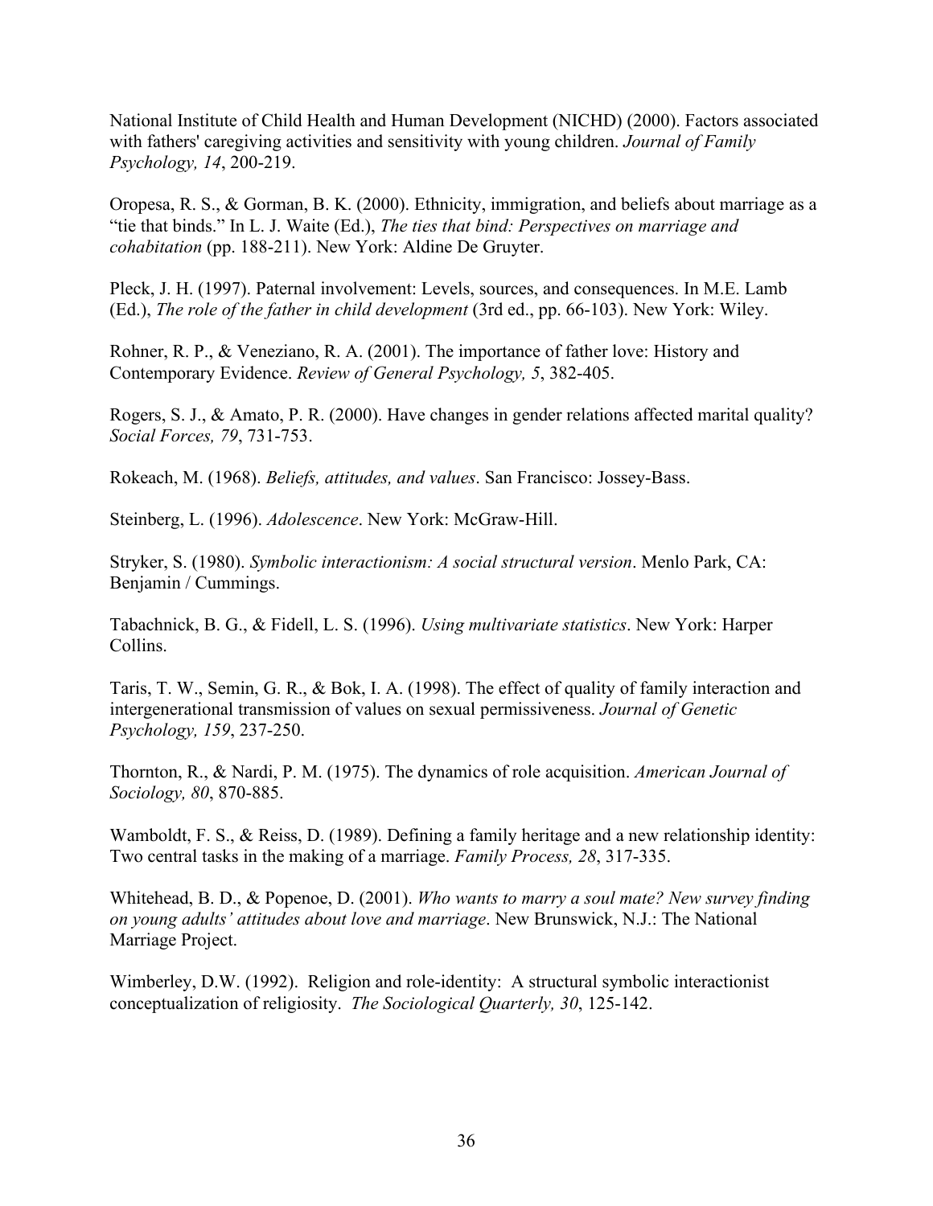National Institute of Child Health and Human Development (NICHD) (2000). Factors associated with fathers' caregiving activities and sensitivity with young children. *Journal of Family Psychology, 14*, 200-219.

Oropesa, R. S., & Gorman, B. K. (2000). Ethnicity, immigration, and beliefs about marriage as a "tie that binds." In L. J. Waite (Ed.), *The ties that bind: Perspectives on marriage and cohabitation* (pp. 188-211). New York: Aldine De Gruyter.

Pleck, J. H. (1997). Paternal involvement: Levels, sources, and consequences. In M.E. Lamb (Ed.), *The role of the father in child development* (3rd ed., pp. 66-103). New York: Wiley.

Rohner, R. P., & Veneziano, R. A. (2001). The importance of father love: History and Contemporary Evidence. *Review of General Psychology, 5*, 382-405.

Rogers, S. J., & Amato, P. R. (2000). Have changes in gender relations affected marital quality? *Social Forces, 79*, 731-753.

Rokeach, M. (1968). *Beliefs, attitudes, and values*. San Francisco: Jossey-Bass.

Steinberg, L. (1996). *Adolescence*. New York: McGraw-Hill.

Stryker, S. (1980). *Symbolic interactionism: A social structural version*. Menlo Park, CA: Benjamin / Cummings.

Tabachnick, B. G., & Fidell, L. S. (1996). *Using multivariate statistics*. New York: Harper Collins.

Taris, T. W., Semin, G. R., & Bok, I. A. (1998). The effect of quality of family interaction and intergenerational transmission of values on sexual permissiveness. *Journal of Genetic Psychology, 159*, 237-250.

Thornton, R., & Nardi, P. M. (1975). The dynamics of role acquisition. *American Journal of Sociology, 80*, 870-885.

Wamboldt, F. S., & Reiss, D. (1989). Defining a family heritage and a new relationship identity: Two central tasks in the making of a marriage. *Family Process, 28*, 317-335.

Whitehead, B. D., & Popenoe, D. (2001). *Who wants to marry a soul mate? New survey finding on young adults' attitudes about love and marriage*. New Brunswick, N.J.: The National Marriage Project.

Wimberley, D.W. (1992). Religion and role-identity: A structural symbolic interactionist conceptualization of religiosity. *The Sociological Quarterly, 30*, 125-142.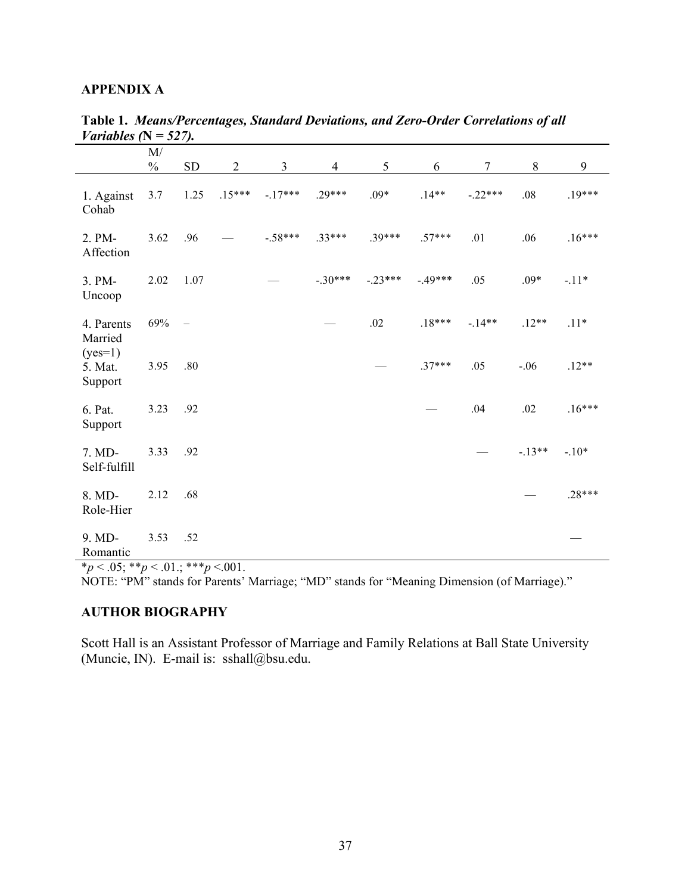## APPENDIX A

**Table 1.** ***Means/Percentages, Standard Deviations, and Zero-Order Correlations of all Variables (N = 527).***

| | M/ % | SD | 2 | 3 | 4 | 5 | 6 | 7 | 8 | 9 |
|---|---|---|---|---|---|---|---|---|---|---|
| 1. Against Cohab | 3.7 | 1.25 | .15*** | -.17*** | .29*** | .09* | .14** | -.22*** | .08 | .19*** |
| 2. PM-Affection | 3.62 | .96 | — | -.58*** | .33*** | .39*** | .57*** | .01 | .06 | .16*** |
| 3. PM-Uncoop | 2.02 | 1.07 | | — | -.30*** | -.23*** | -.49*** | .05 | .09* | -.11* |
| 4. Parents Married (yes=1) | 69% | – | | | — | .02 | .18*** | -.14** | .12** | .11* |
| 5. Mat. Support | 3.95 | .80 | | | | — | .37*** | .05 | -.06 | .12** |
| 6. Pat. Support | 3.23 | .92 | | | | | — | .04 | .02 | .16*** |
| 7. MD-Self-fulfill | 3.33 | .92 | | | | | | — | -.13** | -.10* |
| 8. MD-Role-Hier | 2.12 | .68 | | | | | | | — | .28*** |
| 9. MD-Romantic | 3.53 | .52 | | | | | | | | — |

*$p$ < .05; **$p$ < .01.; ***$p$ <.001.

NOTE: "PM" stands for Parents' Marriage; "MD" stands for "Meaning Dimension (of Marriage)."

## AUTHOR BIOGRAPHY

Scott Hall is an Assistant Professor of Marriage and Family Relations at Ball State University (Muncie, IN). E-mail is: sshall@bsu.edu.